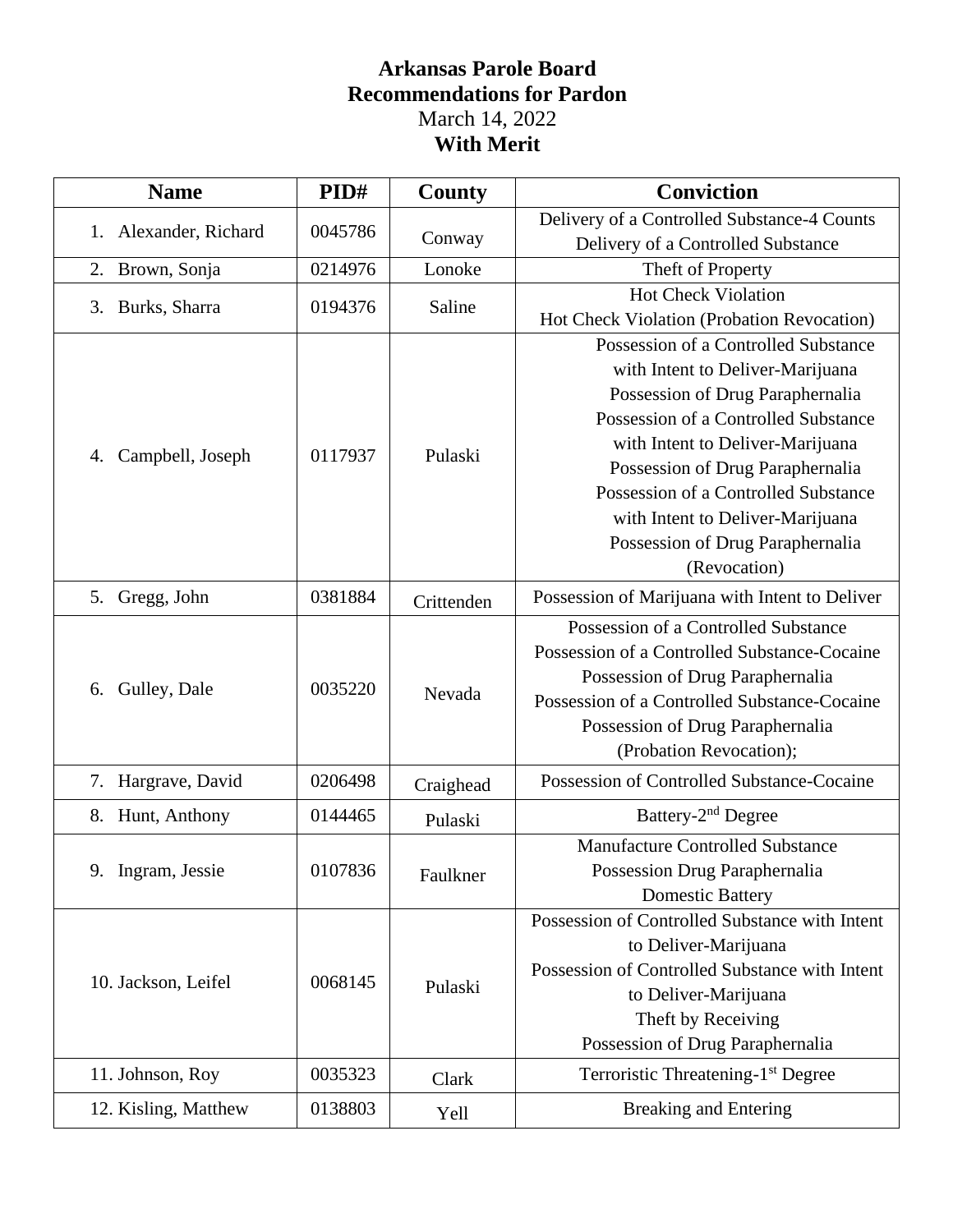# Arkansas Parole Board
# Recommendations for Pardon

March 14, 2022

**With Merit**

| Name | PID# | County | Conviction |
|---|---|---|---|
| 1. Alexander, Richard | 0045786 | Conway | Delivery of a Controlled Substance-4 Counts<br>Delivery of a Controlled Substance |
| 2. Brown, Sonja | 0214976 | Lonoke | Theft of Property |
| 3. Burks, Sharra | 0194376 | Saline | Hot Check Violation<br>Hot Check Violation (Probation Revocation) |
| 4. Campbell, Joseph | 0117937 | Pulaski | Possession of a Controlled Substance with Intent to Deliver-Marijuana<br>Possession of Drug Paraphernalia<br>Possession of a Controlled Substance with Intent to Deliver-Marijuana<br>Possession of Drug Paraphernalia<br>Possession of a Controlled Substance with Intent to Deliver-Marijuana<br>Possession of Drug Paraphernalia (Revocation) |
| 5. Gregg, John | 0381884 | Crittenden | Possession of Marijuana with Intent to Deliver |
| 6. Gulley, Dale | 0035220 | Nevada | Possession of a Controlled Substance<br>Possession of a Controlled Substance-Cocaine<br>Possession of Drug Paraphernalia<br>Possession of a Controlled Substance-Cocaine<br>Possession of Drug Paraphernalia (Probation Revocation); |
| 7. Hargrave, David | 0206498 | Craighead | Possession of Controlled Substance-Cocaine |
| 8. Hunt, Anthony | 0144465 | Pulaski | Battery-2nd Degree |
| 9. Ingram, Jessie | 0107836 | Faulkner | Manufacture Controlled Substance<br>Possession Drug Paraphernalia<br>Domestic Battery |
| 10. Jackson, Leifel | 0068145 | Pulaski | Possession of Controlled Substance with Intent to Deliver-Marijuana<br>Possession of Controlled Substance with Intent to Deliver-Marijuana<br>Theft by Receiving<br>Possession of Drug Paraphernalia |
| 11. Johnson, Roy | 0035323 | Clark | Terroristic Threatening-1st Degree |
| 12. Kisling, Matthew | 0138803 | Yell | Breaking and Entering |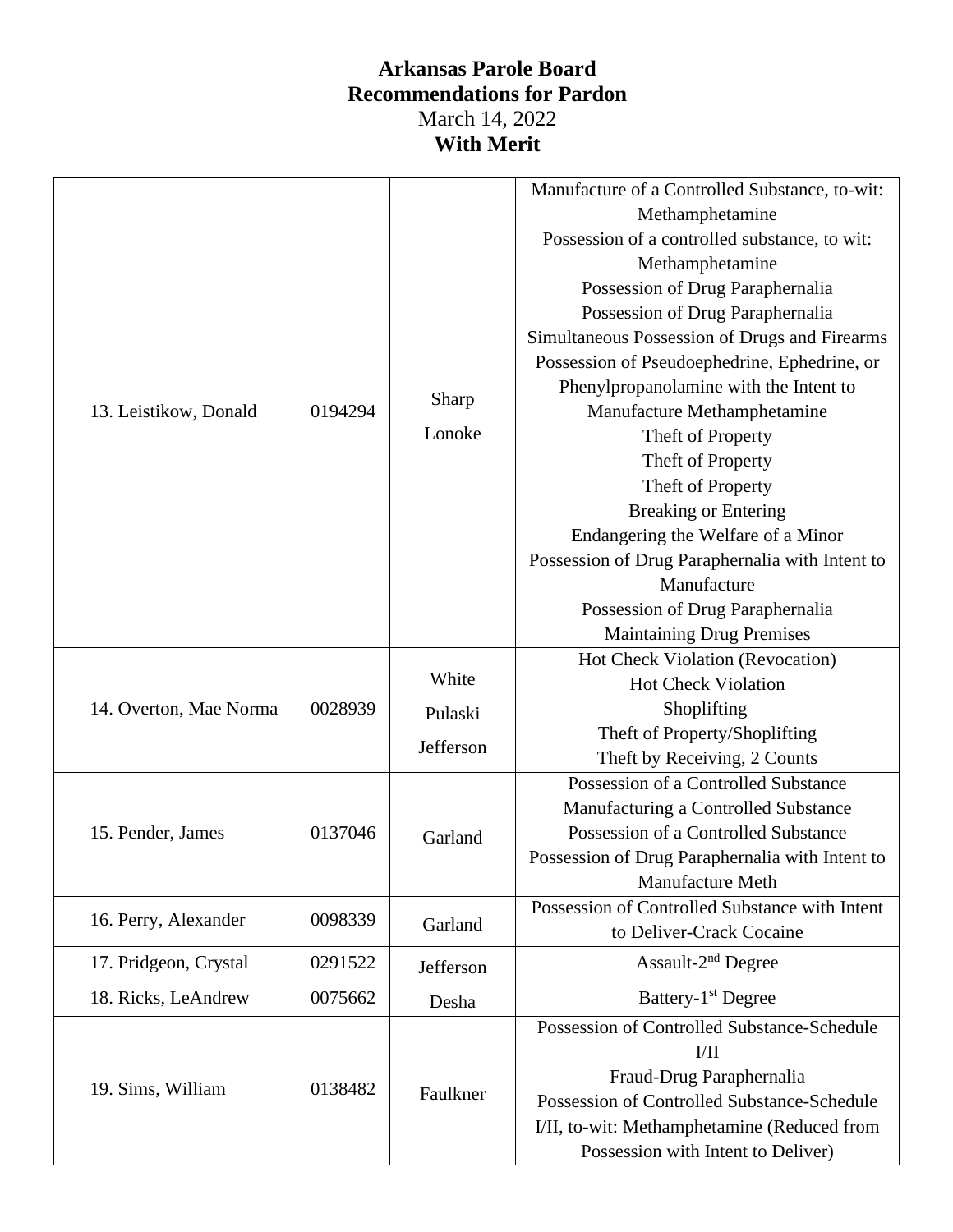# Arkansas Parole Board
## Recommendations for Pardon
March 14, 2022
**With Merit**

| | | | |
|---|---|---|---|
| 13. Leistikow, Donald | 0194294 | Sharp<br>Lonoke | Manufacture of a Controlled Substance, to-wit: Methamphetamine<br>Possession of a controlled substance, to wit: Methamphetamine<br>Possession of Drug Paraphernalia<br>Possession of Drug Paraphernalia<br>Simultaneous Possession of Drugs and Firearms<br>Possession of Pseudoephedrine, Ephedrine, or Phenylpropanolamine with the Intent to Manufacture Methamphetamine<br>Theft of Property<br>Theft of Property<br>Theft of Property<br>Breaking or Entering<br>Endangering the Welfare of a Minor<br>Possession of Drug Paraphernalia with Intent to Manufacture<br>Possession of Drug Paraphernalia<br>Maintaining Drug Premises |
| 14. Overton, Mae Norma | 0028939 | White<br>Pulaski<br>Jefferson | Hot Check Violation (Revocation)<br>Hot Check Violation<br>Shoplifting<br>Theft of Property/Shoplifting<br>Theft by Receiving, 2 Counts |
| 15. Pender, James | 0137046 | Garland | Possession of a Controlled Substance<br>Manufacturing a Controlled Substance<br>Possession of a Controlled Substance<br>Possession of Drug Paraphernalia with Intent to Manufacture Meth |
| 16. Perry, Alexander | 0098339 | Garland | Possession of Controlled Substance with Intent to Deliver-Crack Cocaine |
| 17. Pridgeon, Crystal | 0291522 | Jefferson | Assault-2nd Degree |
| 18. Ricks, LeAndrew | 0075662 | Desha | Battery-1st Degree |
| 19. Sims, William | 0138482 | Faulkner | Possession of Controlled Substance-Schedule I/II<br>Fraud-Drug Paraphernalia<br>Possession of Controlled Substance-Schedule I/II, to-wit: Methamphetamine (Reduced from Possession with Intent to Deliver) |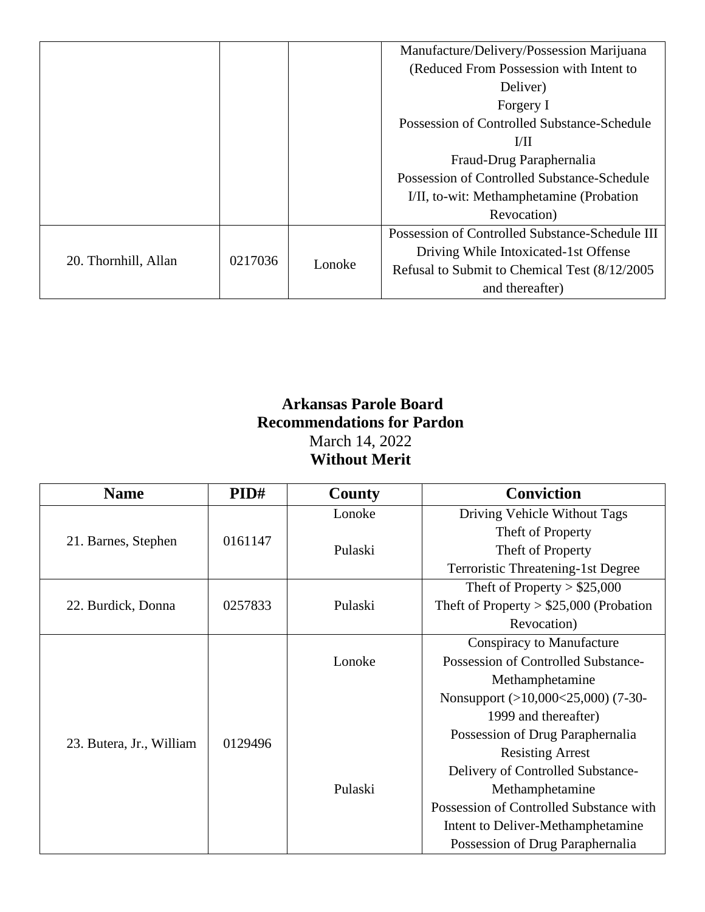| | | | |
|---|---|---|---|
| | | | Manufacture/Delivery/Possession Marijuana (Reduced From Possession with Intent to Deliver)<br>Forgery I<br>Possession of Controlled Substance-Schedule I/II<br>Fraud-Drug Paraphernalia<br>Possession of Controlled Substance-Schedule I/II, to-wit: Methamphetamine (Probation Revocation) |
| 20. Thornhill, Allan | 0217036 | Lonoke | Possession of Controlled Substance-Schedule III<br>Driving While Intoxicated-1st Offense<br>Refusal to Submit to Chemical Test (8/12/2005 and thereafter) |

**Arkansas Parole Board**
**Recommendations for Pardon**
March 14, 2022
**Without Merit**

| Name | PID# | County | Conviction |
|---|---|---|---|
| 21. Barnes, Stephen | 0161147 | Lonoke<br><br>Pulaski | Driving Vehicle Without Tags<br>Theft of Property<br>Theft of Property<br>Terroristic Threatening-1st Degree |
| 22. Burdick, Donna | 0257833 | Pulaski | Theft of Property > $25,000<br>Theft of Property > $25,000 (Probation Revocation) |
| 23. Butera, Jr., William | 0129496 | Lonoke<br><br>Pulaski | Conspiracy to Manufacture<br>Possession of Controlled Substance-Methamphetamine<br>Nonsupport (>10,000<25,000) (7-30-1999 and thereafter)<br>Possession of Drug Paraphernalia<br>Resisting Arrest<br>Delivery of Controlled Substance-Methamphetamine<br>Possession of Controlled Substance with Intent to Deliver-Methamphetamine<br>Possession of Drug Paraphernalia |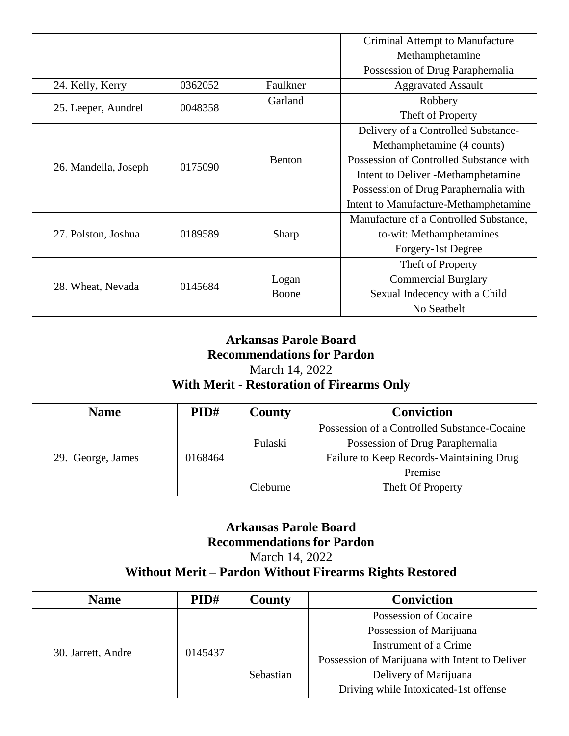| | | | Criminal Attempt to Manufacture Methamphetamine<br>Possession of Drug Paraphernalia |
|---|---|---|---|
| 24. Kelly, Kerry | 0362052 | Faulkner | Aggravated Assault |
| 25. Leeper, Aundrel | 0048358 | Garland | Robbery<br>Theft of Property |
| 26. Mandella, Joseph | 0175090 | Benton | Delivery of a Controlled Substance-Methamphetamine (4 counts)<br>Possession of Controlled Substance with Intent to Deliver -Methamphetamine<br>Possession of Drug Paraphernalia with Intent to Manufacture-Methamphetamine |
| 27. Polston, Joshua | 0189589 | Sharp | Manufacture of a Controlled Substance, to-wit: Methamphetamines<br>Forgery-1st Degree |
| 28. Wheat, Nevada | 0145684 | Logan<br>Boone | Theft of Property<br>Commercial Burglary<br>Sexual Indecency with a Child<br>No Seatbelt |

**Arkansas Parole Board**
**Recommendations for Pardon**
March 14, 2022
**With Merit - Restoration of Firearms Only**

| Name | PID# | County | Conviction |
|---|---|---|---|
| 29. George, James | 0168464 | Pulaski<br><br><br>Cleburne | Possession of a Controlled Substance-Cocaine<br>Possession of Drug Paraphernalia<br>Failure to Keep Records-Maintaining Drug Premise<br>Theft Of Property |

**Arkansas Parole Board**
**Recommendations for Pardon**
March 14, 2022
**Without Merit – Pardon Without Firearms Rights Restored**

| Name | PID# | County | Conviction |
|---|---|---|---|
| 30. Jarrett, Andre | 0145437 | Sebastian | Possession of Cocaine<br>Possession of Marijuana<br>Instrument of a Crime<br>Possession of Marijuana with Intent to Deliver<br>Delivery of Marijuana<br>Driving while Intoxicated-1st offense |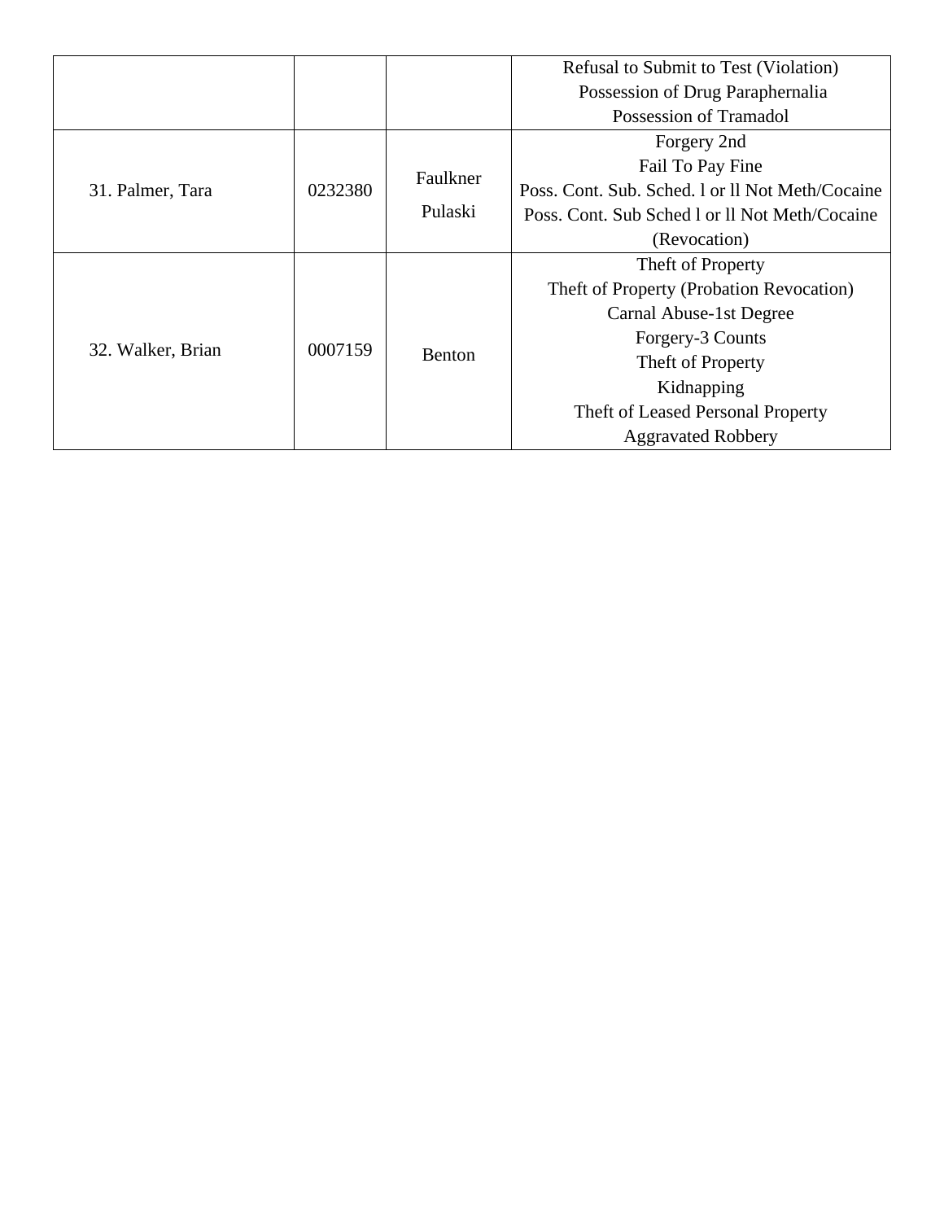| | | | |
|---|---|---|---|
| | | | Refusal to Submit to Test (Violation)<br>Possession of Drug Paraphernalia<br>Possession of Tramadol |
| 31. Palmer, Tara | 0232380 | Faulkner<br>Pulaski | Forgery 2nd<br>Fail To Pay Fine<br>Poss. Cont. Sub. Sched. l or ll Not Meth/Cocaine<br>Poss. Cont. Sub Sched l or ll Not Meth/Cocaine (Revocation) |
| 32. Walker, Brian | 0007159 | Benton | Theft of Property<br>Theft of Property (Probation Revocation)<br>Carnal Abuse-1st Degree<br>Forgery-3 Counts<br>Theft of Property<br>Kidnapping<br>Theft of Leased Personal Property<br>Aggravated Robbery |